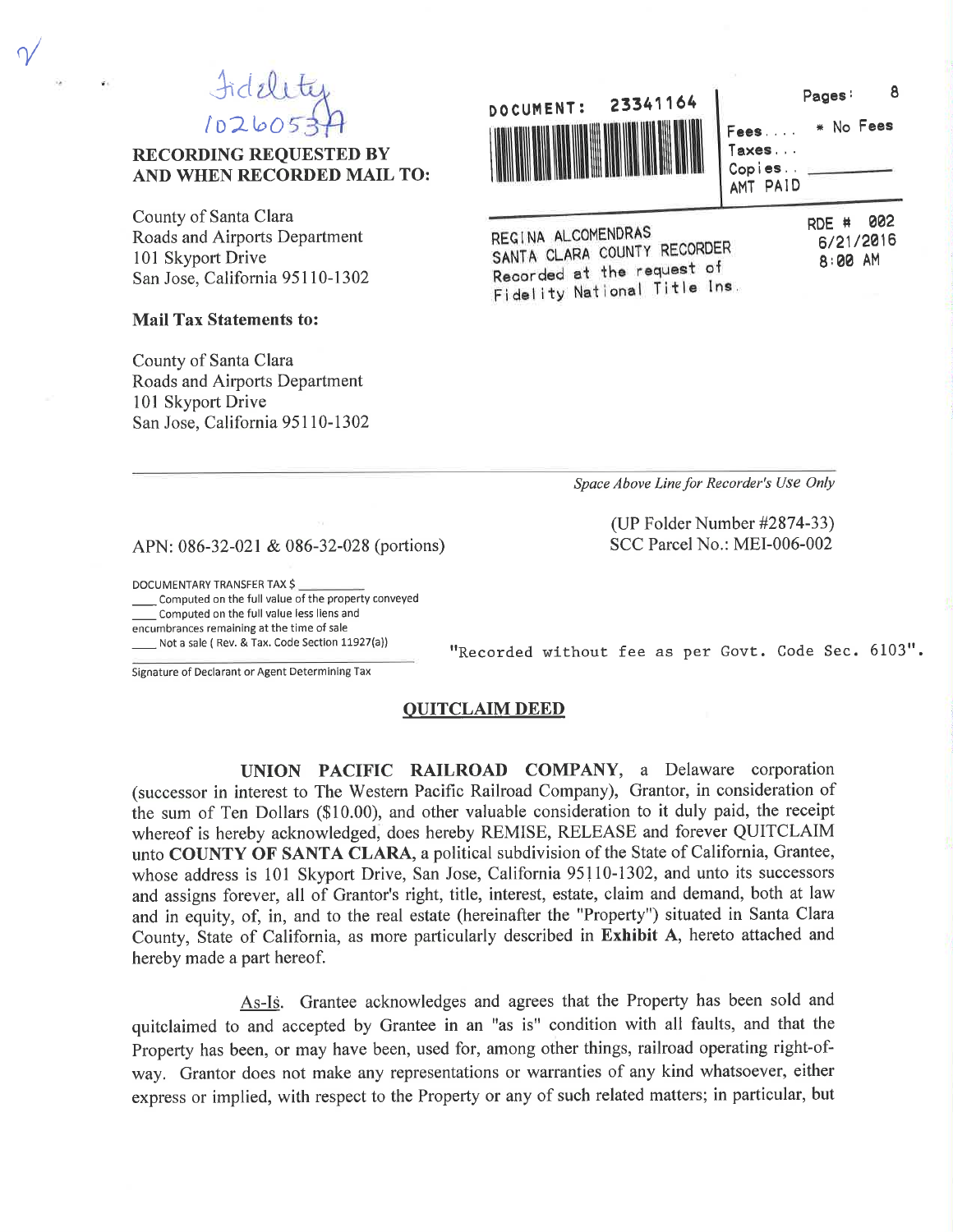Fidelity
1026053A

**RECORDING REQUESTED BY**
**AND WHEN RECORDED MAIL TO:**

County of Santa Clara
Roads and Airports Department
101 Skyport Drive
San Jose, California 95110-1302

**Mail Tax Statements to:**

County of Santa Clara
Roads and Airports Department
101 Skyport Drive
San Jose, California 95110-1302

DOCUMENT: 23341164

Pages: 8

Fees.... * No Fees
Taxes...
Copies..
AMT PAID

REGINA ALCOMENDRAS
SANTA CLARA COUNTY RECORDER
Recorded at the request of
Fidelity National Title Ins.

RDE # 002
6/21/2016
8:00 AM

*Space Above Line for Recorder's Use Only*

APN: 086-32-021 & 086-32-028 (portions)

(UP Folder Number #2874-33)
SCC Parcel No.: MEI-006-002

DOCUMENTARY TRANSFER TAX $ __________
____ Computed on the full value of the property conveyed
____ Computed on the full value less liens and encumbrances remaining at the time of sale
____ Not a sale ( Rev. & Tax. Code Section 11927(a))

Signature of Declarant or Agent Determining Tax

"Recorded without fee as per Govt. Code Sec. 6103".

## QUITCLAIM DEED

**UNION PACIFIC RAILROAD COMPANY**, a Delaware corporation (successor in interest to The Western Pacific Railroad Company), Grantor, in consideration of the sum of Ten Dollars ($10.00), and other valuable consideration to it duly paid, the receipt whereof is hereby acknowledged, does hereby REMISE, RELEASE and forever QUITCLAIM unto **COUNTY OF SANTA CLARA**, a political subdivision of the State of California, Grantee, whose address is 101 Skyport Drive, San Jose, California 95110-1302, and unto its successors and assigns forever, all of Grantor's right, title, interest, estate, claim and demand, both at law and in equity, of, in, and to the real estate (hereinafter the "Property") situated in Santa Clara County, State of California, as more particularly described in **Exhibit A**, hereto attached and hereby made a part hereof.

As-Is. Grantee acknowledges and agrees that the Property has been sold and quitclaimed to and accepted by Grantee in an "as is" condition with all faults, and that the Property has been, or may have been, used for, among other things, railroad operating right-of-way. Grantor does not make any representations or warranties of any kind whatsoever, either express or implied, with respect to the Property or any of such related matters; in particular, but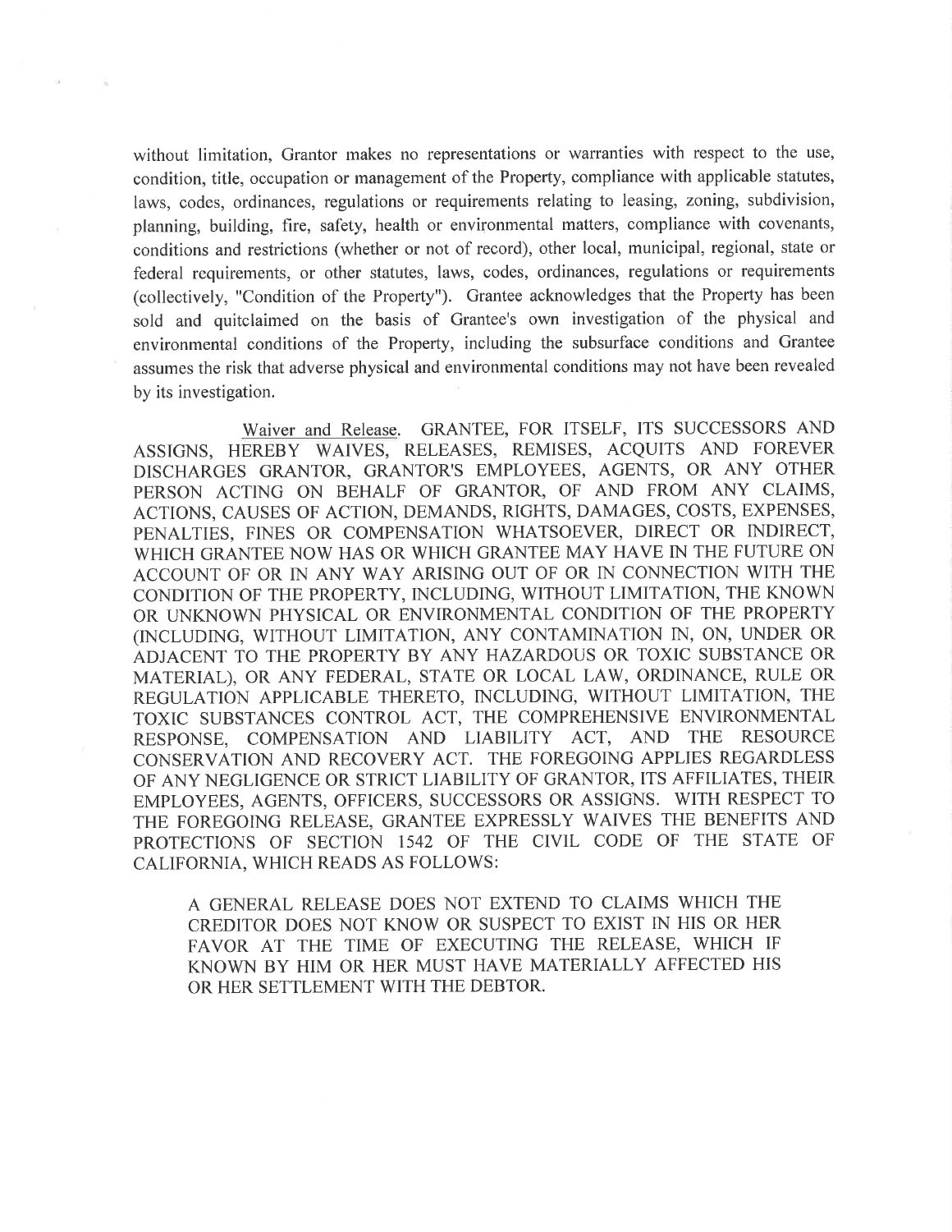without limitation, Grantor makes no representations or warranties with respect to the use, condition, title, occupation or management of the Property, compliance with applicable statutes, laws, codes, ordinances, regulations or requirements relating to leasing, zoning, subdivision, planning, building, fire, safety, health or environmental matters, compliance with covenants, conditions and restrictions (whether or not of record), other local, municipal, regional, state or federal requirements, or other statutes, laws, codes, ordinances, regulations or requirements (collectively, "Condition of the Property"). Grantee acknowledges that the Property has been sold and quitclaimed on the basis of Grantee's own investigation of the physical and environmental conditions of the Property, including the subsurface conditions and Grantee assumes the risk that adverse physical and environmental conditions may not have been revealed by its investigation.

<u>Waiver and Release</u>. GRANTEE, FOR ITSELF, ITS SUCCESSORS AND ASSIGNS, HEREBY WAIVES, RELEASES, REMISES, ACQUITS AND FOREVER DISCHARGES GRANTOR, GRANTOR'S EMPLOYEES, AGENTS, OR ANY OTHER PERSON ACTING ON BEHALF OF GRANTOR, OF AND FROM ANY CLAIMS, ACTIONS, CAUSES OF ACTION, DEMANDS, RIGHTS, DAMAGES, COSTS, EXPENSES, PENALTIES, FINES OR COMPENSATION WHATSOEVER, DIRECT OR INDIRECT, WHICH GRANTEE NOW HAS OR WHICH GRANTEE MAY HAVE IN THE FUTURE ON ACCOUNT OF OR IN ANY WAY ARISING OUT OF OR IN CONNECTION WITH THE CONDITION OF THE PROPERTY, INCLUDING, WITHOUT LIMITATION, THE KNOWN OR UNKNOWN PHYSICAL OR ENVIRONMENTAL CONDITION OF THE PROPERTY (INCLUDING, WITHOUT LIMITATION, ANY CONTAMINATION IN, ON, UNDER OR ADJACENT TO THE PROPERTY BY ANY HAZARDOUS OR TOXIC SUBSTANCE OR MATERIAL), OR ANY FEDERAL, STATE OR LOCAL LAW, ORDINANCE, RULE OR REGULATION APPLICABLE THERETO, INCLUDING, WITHOUT LIMITATION, THE TOXIC SUBSTANCES CONTROL ACT, THE COMPREHENSIVE ENVIRONMENTAL RESPONSE, COMPENSATION AND LIABILITY ACT, AND THE RESOURCE CONSERVATION AND RECOVERY ACT. THE FOREGOING APPLIES REGARDLESS OF ANY NEGLIGENCE OR STRICT LIABILITY OF GRANTOR, ITS AFFILIATES, THEIR EMPLOYEES, AGENTS, OFFICERS, SUCCESSORS OR ASSIGNS. WITH RESPECT TO THE FOREGOING RELEASE, GRANTEE EXPRESSLY WAIVES THE BENEFITS AND PROTECTIONS OF SECTION 1542 OF THE CIVIL CODE OF THE STATE OF CALIFORNIA, WHICH READS AS FOLLOWS:

> A GENERAL RELEASE DOES NOT EXTEND TO CLAIMS WHICH THE CREDITOR DOES NOT KNOW OR SUSPECT TO EXIST IN HIS OR HER FAVOR AT THE TIME OF EXECUTING THE RELEASE, WHICH IF KNOWN BY HIM OR HER MUST HAVE MATERIALLY AFFECTED HIS OR HER SETTLEMENT WITH THE DEBTOR.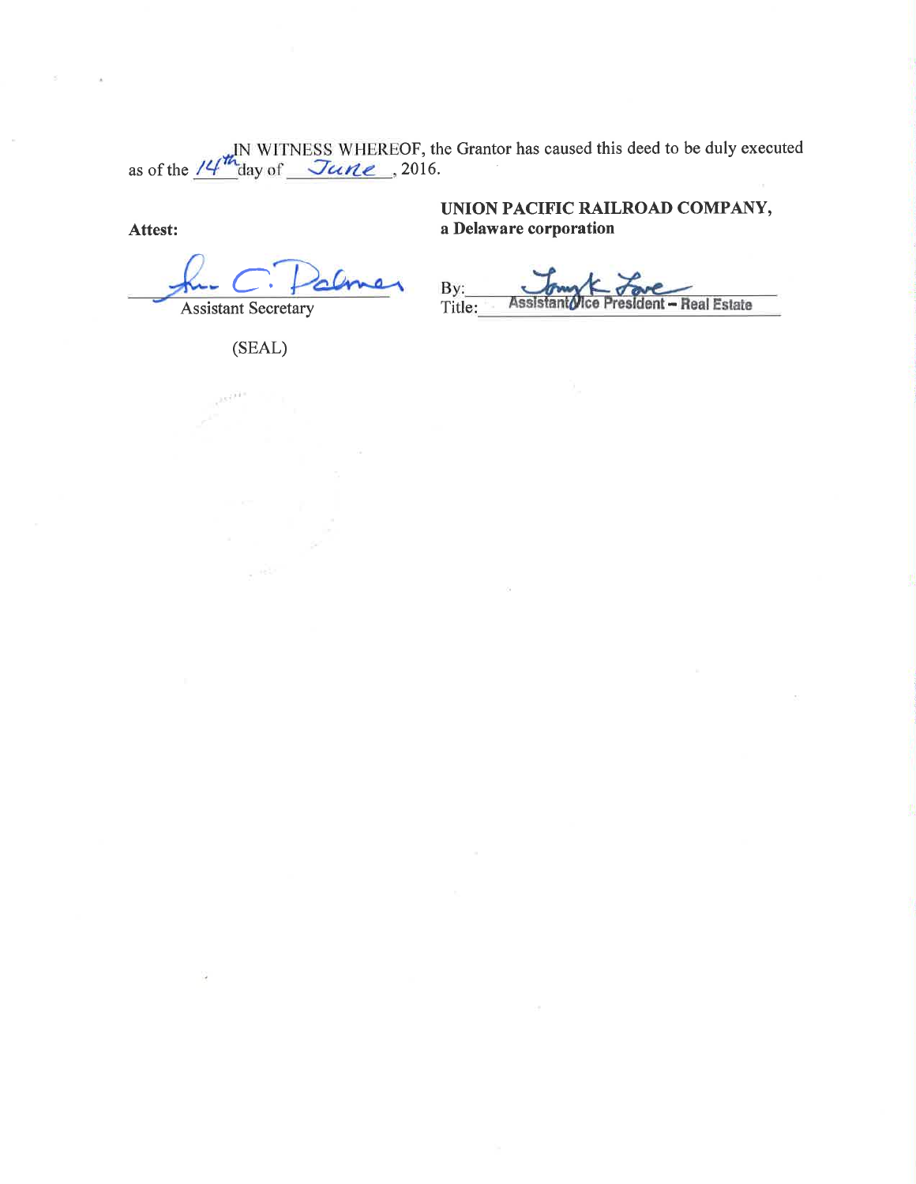IN WITNESS WHEREOF, the Grantor has caused this deed to be duly executed as of the 14th day of June, 2016.

**Attest:**

_[signature]_
Assistant Secretary

(SEAL)

**UNION PACIFIC RAILROAD COMPANY,**
**a Delaware corporation**

By: _[signature]_
Title: Assistant Vice President – Real Estate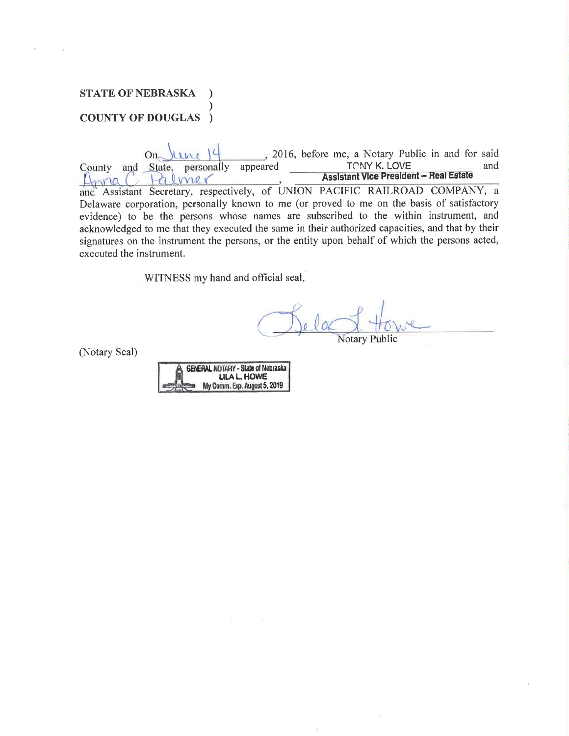**STATE OF NEBRASKA )**

**)**

**COUNTY OF DOUGLAS )**

On June 14, 2016, before me, a Notary Public in and for said County and State, personally appeared TONY K. LOVE, **Assistant Vice President – Real Estate** and Anna C. Palmer, Assistant Secretary, respectively, of UNION PACIFIC RAILROAD COMPANY, a Delaware corporation, personally known to me (or proved to me on the basis of satisfactory evidence) to be the persons whose names are subscribed to the within instrument, and acknowledged to me that they executed the same in their authorized capacities, and that by their signatures on the instrument the persons, or the entity upon behalf of which the persons acted, executed the instrument.

WITNESS my hand and official seal.

Lila L. Howe

Notary Public

(Notary Seal)

GENERAL NOTARY - State of Nebraska
LILA L. HOWE
My Comm. Exp. August 5, 2019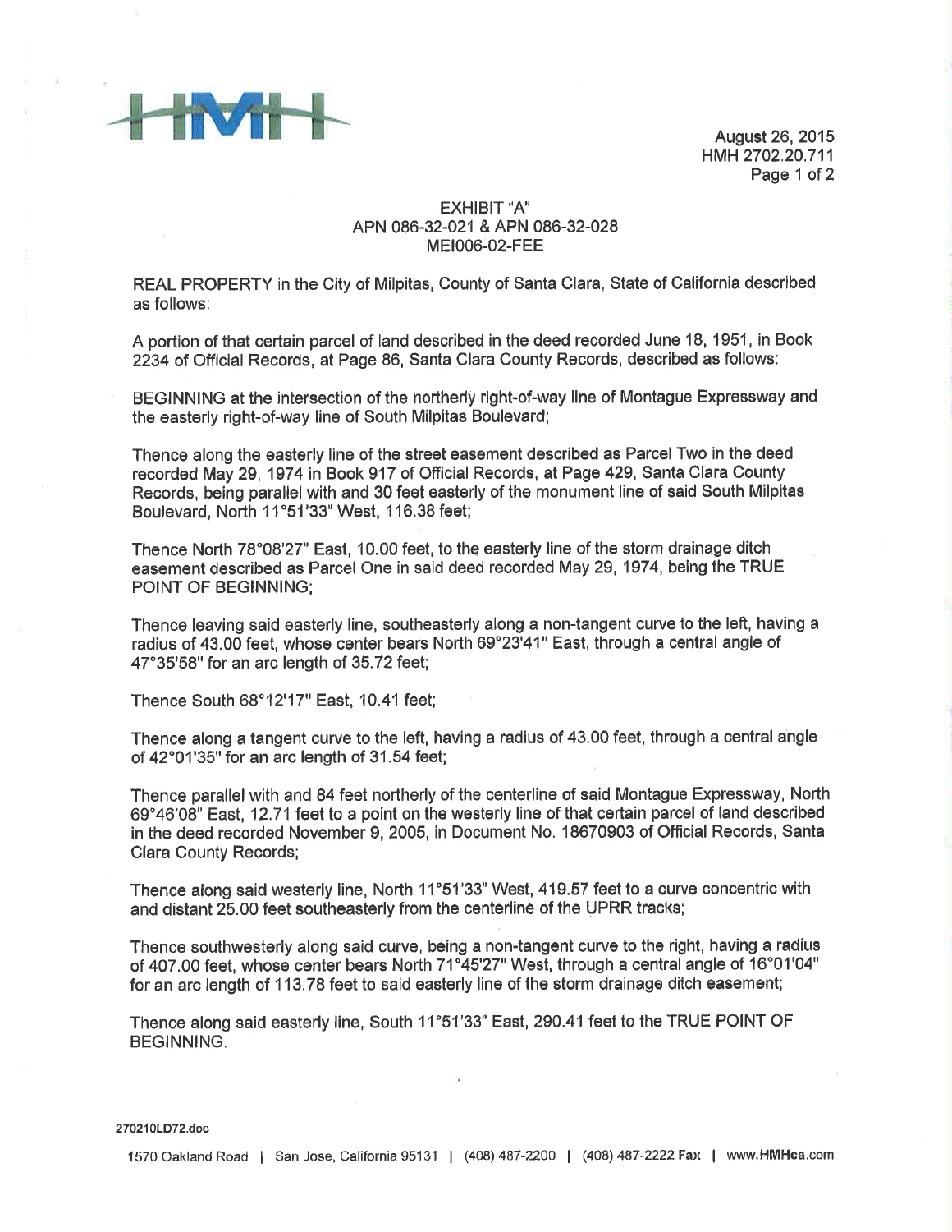HMH

August 26, 2015
HMH 2702.20.711

EXHIBIT "A"
APN 086-32-021 & APN 086-32-028
MEI006-02-FEE

REAL PROPERTY in the City of Milpitas, County of Santa Clara, State of California described as follows:

A portion of that certain parcel of land described in the deed recorded June 18, 1951, in Book 2234 of Official Records, at Page 86, Santa Clara County Records, described as follows:

BEGINNING at the intersection of the northerly right-of-way line of Montague Expressway and the easterly right-of-way line of South Milpitas Boulevard;

Thence along the easterly line of the street easement described as Parcel Two in the deed recorded May 29, 1974 in Book 917 of Official Records, at Page 429, Santa Clara County Records, being parallel with and 30 feet easterly of the monument line of said South Milpitas Boulevard, North 11°51'33" West, 116.38 feet;

Thence North 78°08'27" East, 10.00 feet, to the easterly line of the storm drainage ditch easement described as Parcel One in said deed recorded May 29, 1974, being the TRUE POINT OF BEGINNING;

Thence leaving said easterly line, southeasterly along a non-tangent curve to the left, having a radius of 43.00 feet, whose center bears North 69°23'41" East, through a central angle of 47°35'58" for an arc length of 35.72 feet;

Thence South 68°12'17" East, 10.41 feet;

Thence along a tangent curve to the left, having a radius of 43.00 feet, through a central angle of 42°01'35" for an arc length of 31.54 feet;

Thence parallel with and 84 feet northerly of the centerline of said Montague Expressway, North 69°46'08" East, 12.71 feet to a point on the westerly line of that certain parcel of land described in the deed recorded November 9, 2005, in Document No. 18670903 of Official Records, Santa Clara County Records;

Thence along said westerly line, North 11°51'33" West, 419.57 feet to a curve concentric with and distant 25.00 feet southeasterly from the centerline of the UPRR tracks;

Thence southwesterly along said curve, being a non-tangent curve to the right, having a radius of 407.00 feet, whose center bears North 71°45'27" West, through a central angle of 16°01'04" for an arc length of 113.78 feet to said easterly line of the storm drainage ditch easement;

Thence along said easterly line, South 11°51'33" East, 290.41 feet to the TRUE POINT OF BEGINNING.

270210LD72.doc

1570 Oakland Road | San Jose, California 95131 | (408) 487-2200 | (408) 487-2222 Fax | www.HMHca.com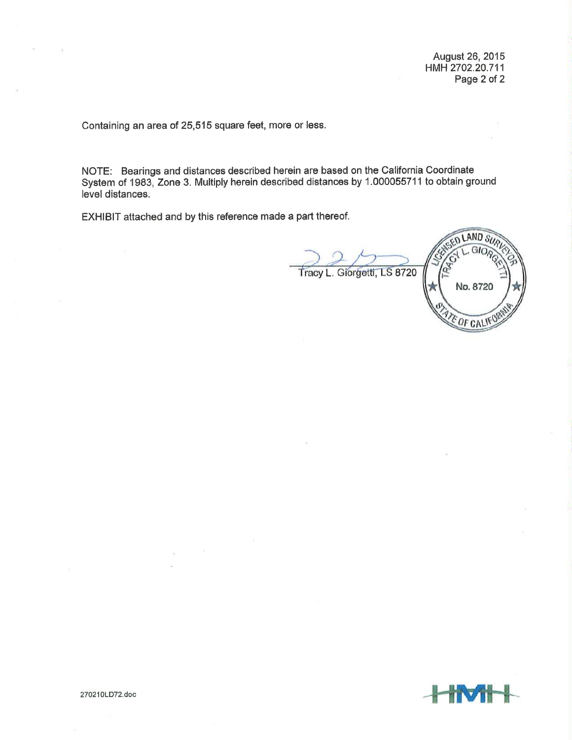Containing an area of 25,515 square feet, more or less.

NOTE: Bearings and distances described herein are based on the California Coordinate System of 1983, Zone 3. Multiply herein described distances by 1.000055711 to obtain ground level distances.

EXHIBIT attached and by this reference made a part thereof.

Tracy L. Giorgetti, LS 8720

LICENSED LAND SURVEYOR
TRACY L. GIORGETTI
No. 8720
STATE OF CALIFORNIA

270210LD72.doc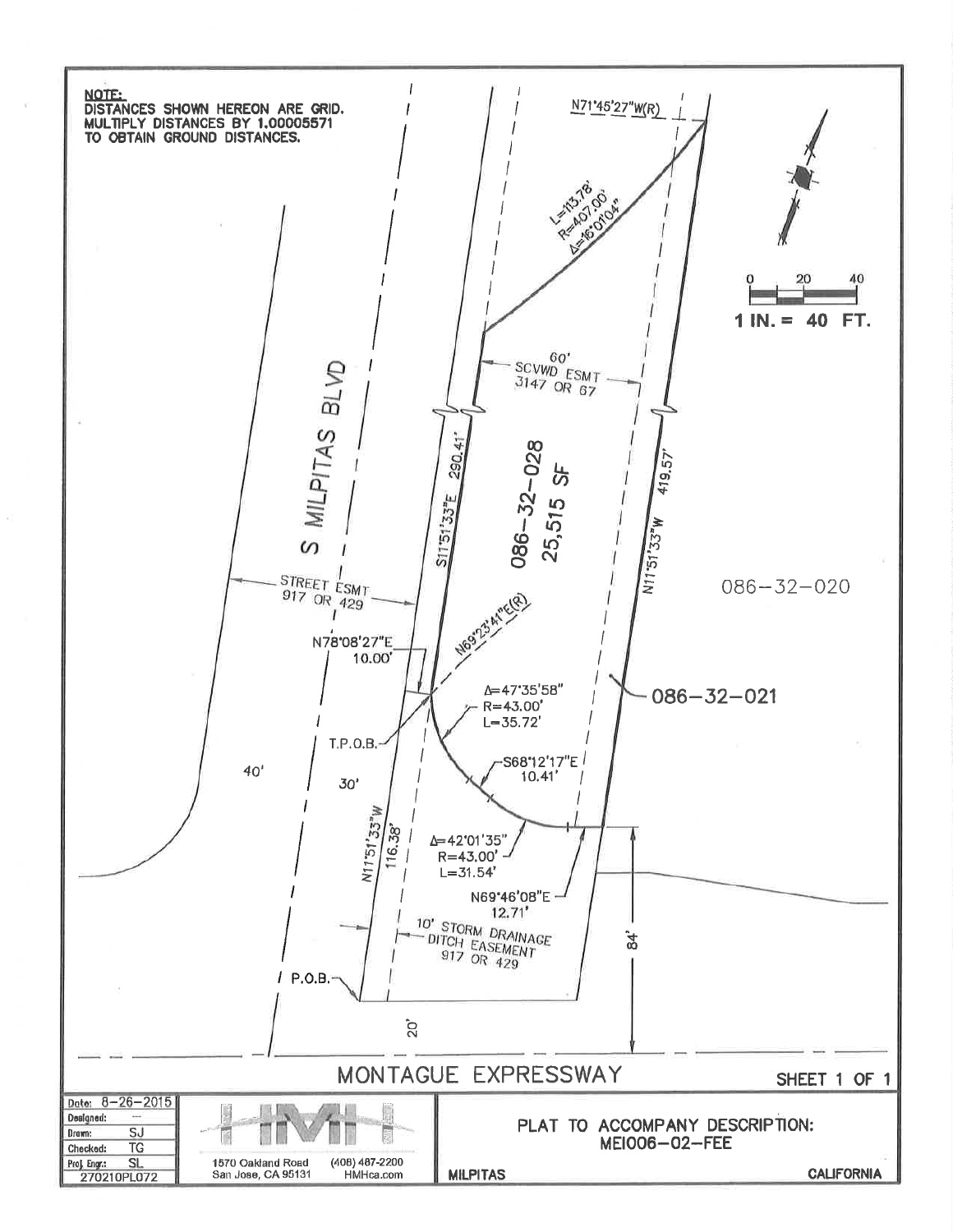**NOTE:**
DISTANCES SHOWN HEREON ARE GRID. MULTIPLY DISTANCES BY 1.00005571 TO OBTAIN GROUND DISTANCES.

N71°45'27"W(R)

L=113.78'
R=407.00'
Δ=16°01'04"

0 20 40

**1 IN. = 40 FT.**

60'
SCVWD ESMT
3147 OR 67

S MILPITAS BLVD

S11°51'33"E 290.41'

086-32-028
25,515 SF

N11°51'33"W 419.57'

086-32-020

STREET ESMT
917 OR 429

N69°23'41"E(R)

N78°08'27"E
10.00'

Δ=47°35'58"
R=43.00'
L=35.72'

086-32-021

T.P.O.B.

S68°12'17"E
10.41'

40'

30'

N11°51'33"W 116.38'

Δ=42°01'35"
R=43.00'
L=31.54'

N69°46'08"E
12.71'

84'

10' STORM DRAINAGE DITCH EASEMENT
917 OR 429

P.O.B.

20'

MONTAGUE EXPRESSWAY

SHEET 1 OF 1

| | |
|---|---|
| Date: | 8-26-2015 |
| Designed: | --- |
| Drawn: | SJ |
| Checked: | TG |
| Proj. Engr.: | SL |
| 270210PL072 | |

HMH
1570 Oakland Road
San Jose, CA 95131
(408) 487-2200
HMHca.com

PLAT TO ACCOMPANY DESCRIPTION:
MEI006-02-FEE

MILPITAS CALIFORNIA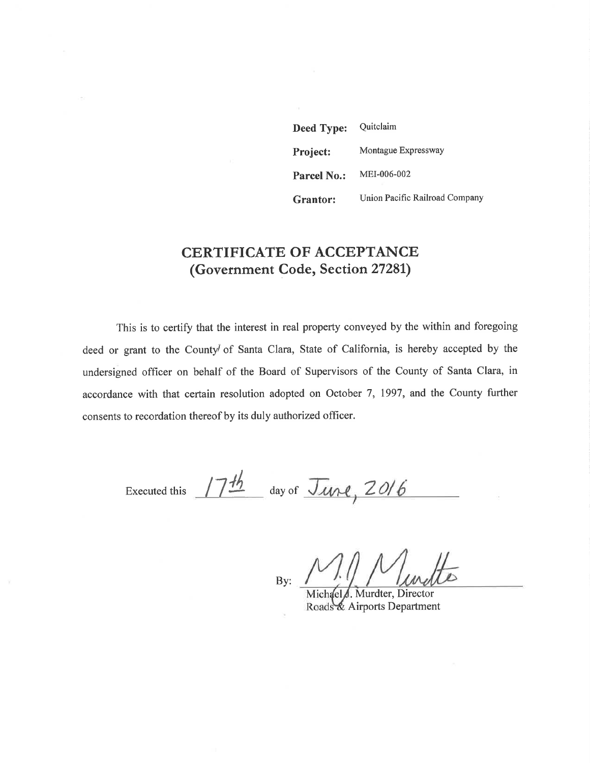| | |
|---|---|
| **Deed Type:** | Quitclaim |
| **Project:** | Montague Expressway |
| **Parcel No.:** | MEI-006-002 |
| **Grantor:** | Union Pacific Railroad Company |

# CERTIFICATE OF ACCEPTANCE
## (Government Code, Section 27281)

This is to certify that the interest in real property conveyed by the within and foregoing deed or grant to the County of Santa Clara, State of California, is hereby accepted by the undersigned officer on behalf of the Board of Supervisors of the County of Santa Clara, in accordance with that certain resolution adopted on October 7, 1997, and the County further consents to recordation thereof by its duly authorized officer.

Executed this 17th day of June, 2016

By: M.J. Murdter

Michael J. Murdter, Director
Roads & Airports Department